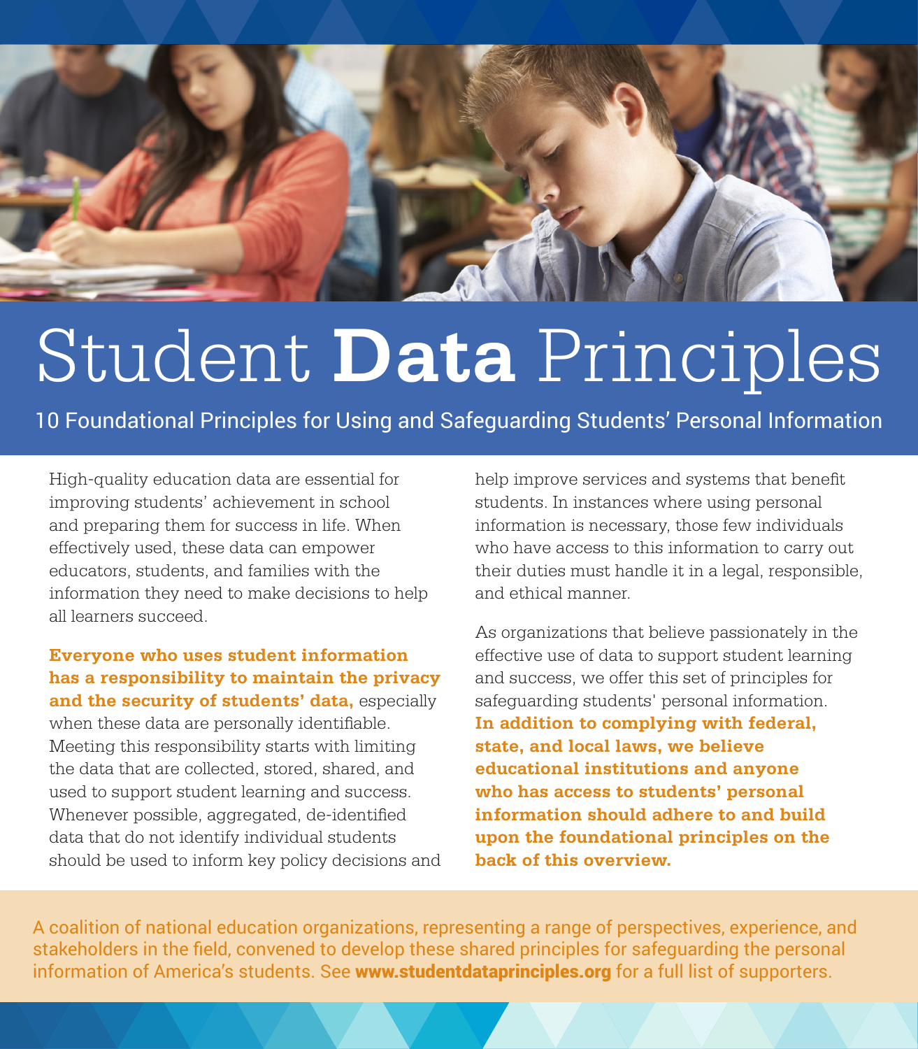# Student **Data** Principles

## 10 Foundational Principles for Using and Safeguarding Students' Personal Information

High-quality education data are essential for improving students' achievement in school and preparing them for success in life. When effectively used, these data can empower educators, students, and families with the information they need to make decisions to help all learners succeed.

**Everyone who uses student information has a responsibility to maintain the privacy and the security of students' data,** especially when these data are personally identifiable. Meeting this responsibility starts with limiting the data that are collected, stored, shared, and used to support student learning and success. Whenever possible, aggregated, de-identified data that do not identify individual students should be used to inform key policy decisions and help improve services and systems that benefit students. In instances where using personal information is necessary, those few individuals who have access to this information to carry out their duties must handle it in a legal, responsible, and ethical manner.

As organizations that believe passionately in the effective use of data to support student learning and success, we offer this set of principles for safeguarding students' personal information. **In addition to complying with federal, state, and local laws, we believe educational institutions and anyone who has access to students' personal information should adhere to and build upon the foundational principles on the back of this overview.**

A coalition of national education organizations, representing a range of perspectives, experience, and stakeholders in the field, convened to develop these shared principles for safeguarding the personal information of America's students. See **www.studentdataprinciples.org** for a full list of supporters.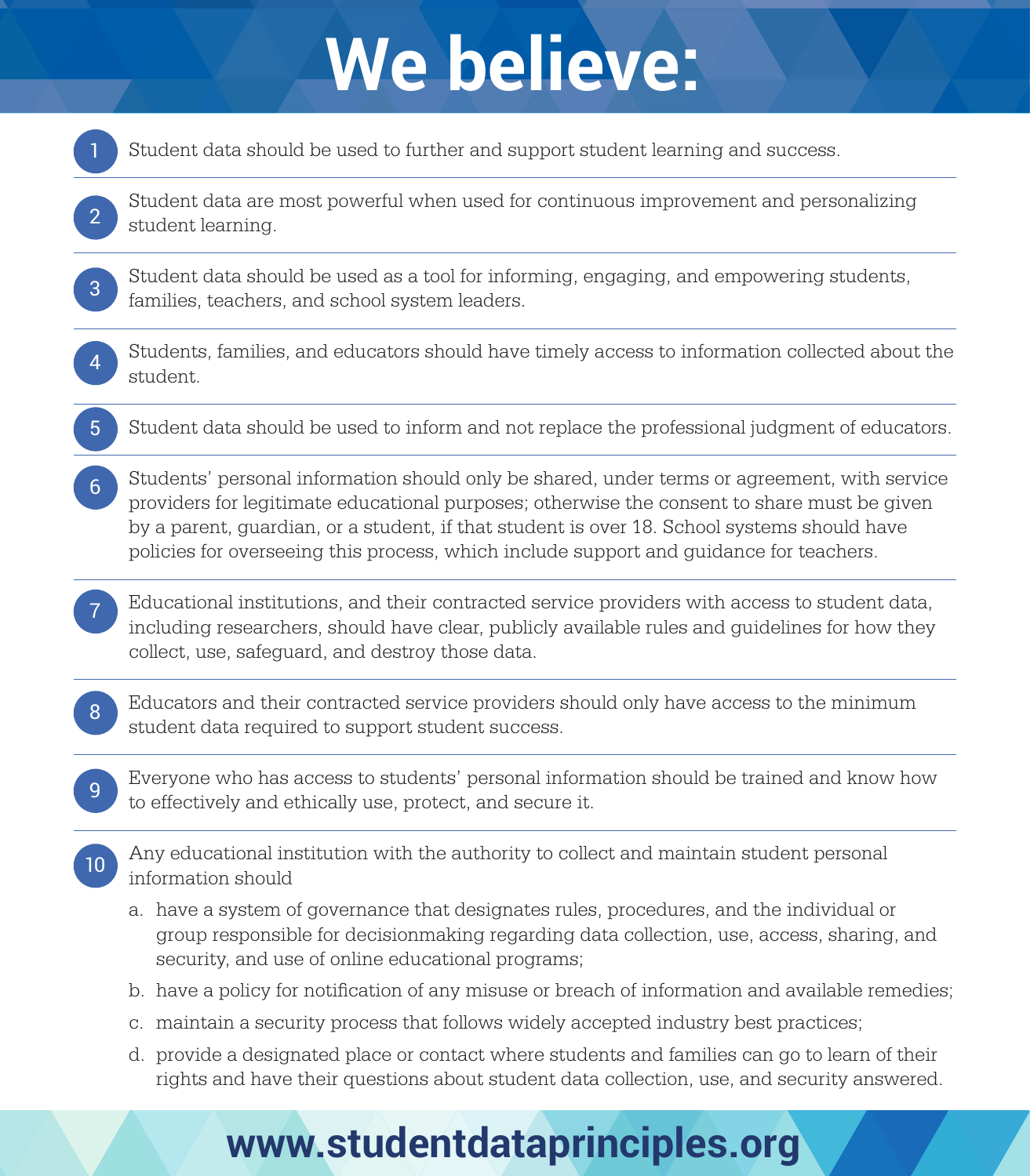# We believe:

1. Student data should be used to further and support student learning and success.

2. Student data are most powerful when used for continuous improvement and personalizing student learning.

3. Student data should be used as a tool for informing, engaging, and empowering students, families, teachers, and school system leaders.

4. Students, families, and educators should have timely access to information collected about the student.

5. Student data should be used to inform and not replace the professional judgment of educators.

6. Students' personal information should only be shared, under terms or agreement, with service providers for legitimate educational purposes; otherwise the consent to share must be given by a parent, guardian, or a student, if that student is over 18. School systems should have policies for overseeing this process, which include support and guidance for teachers.

7. Educational institutions, and their contracted service providers with access to student data, including researchers, should have clear, publicly available rules and guidelines for how they collect, use, safeguard, and destroy those data.

8. Educators and their contracted service providers should only have access to the minimum student data required to support student success.

9. Everyone who has access to students' personal information should be trained and know how to effectively and ethically use, protect, and secure it.

10. Any educational institution with the authority to collect and maintain student personal information should
    a. have a system of governance that designates rules, procedures, and the individual or group responsible for decisionmaking regarding data collection, use, access, sharing, and security, and use of online educational programs;
    b. have a policy for notification of any misuse or breach of information and available remedies;
    c. maintain a security process that follows widely accepted industry best practices;
    d. provide a designated place or contact where students and families can go to learn of their rights and have their questions about student data collection, use, and security answered.

**www.studentdataprinciples.org**